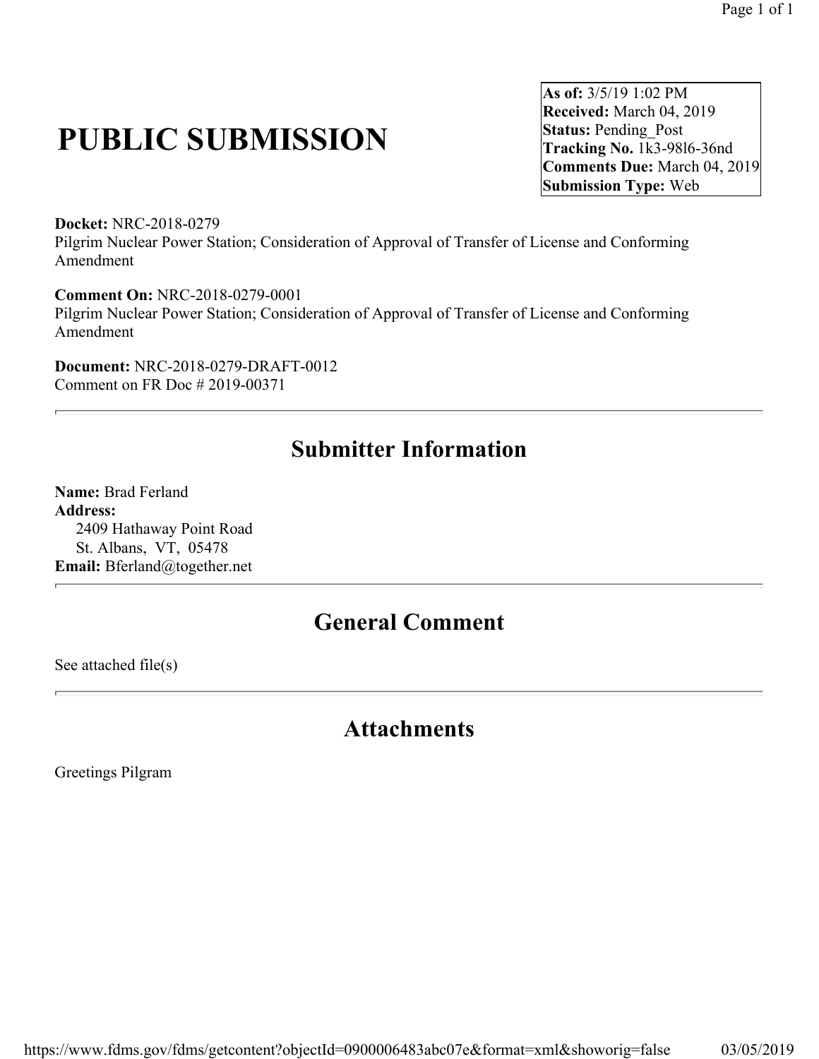# PUBLIC SUBMISSION

**As of:** 3/5/19 1:02 PM
**Received:** March 04, 2019
**Status:** Pending_Post
**Tracking No.** 1k3-98l6-36nd
**Comments Due:** March 04, 2019
**Submission Type:** Web

**Docket:** NRC-2018-0279
Pilgrim Nuclear Power Station; Consideration of Approval of Transfer of License and Conforming Amendment

**Comment On:** NRC-2018-0279-0001
Pilgrim Nuclear Power Station; Consideration of Approval of Transfer of License and Conforming Amendment

**Document:** NRC-2018-0279-DRAFT-0012
Comment on FR Doc # 2019-00371

---

## Submitter Information

**Name:** Brad Ferland
**Address:**
2409 Hathaway Point Road
St. Albans, VT, 05478
**Email:** Bferland@together.net

---

## General Comment

See attached file(s)

---

## Attachments

Greetings Pilgram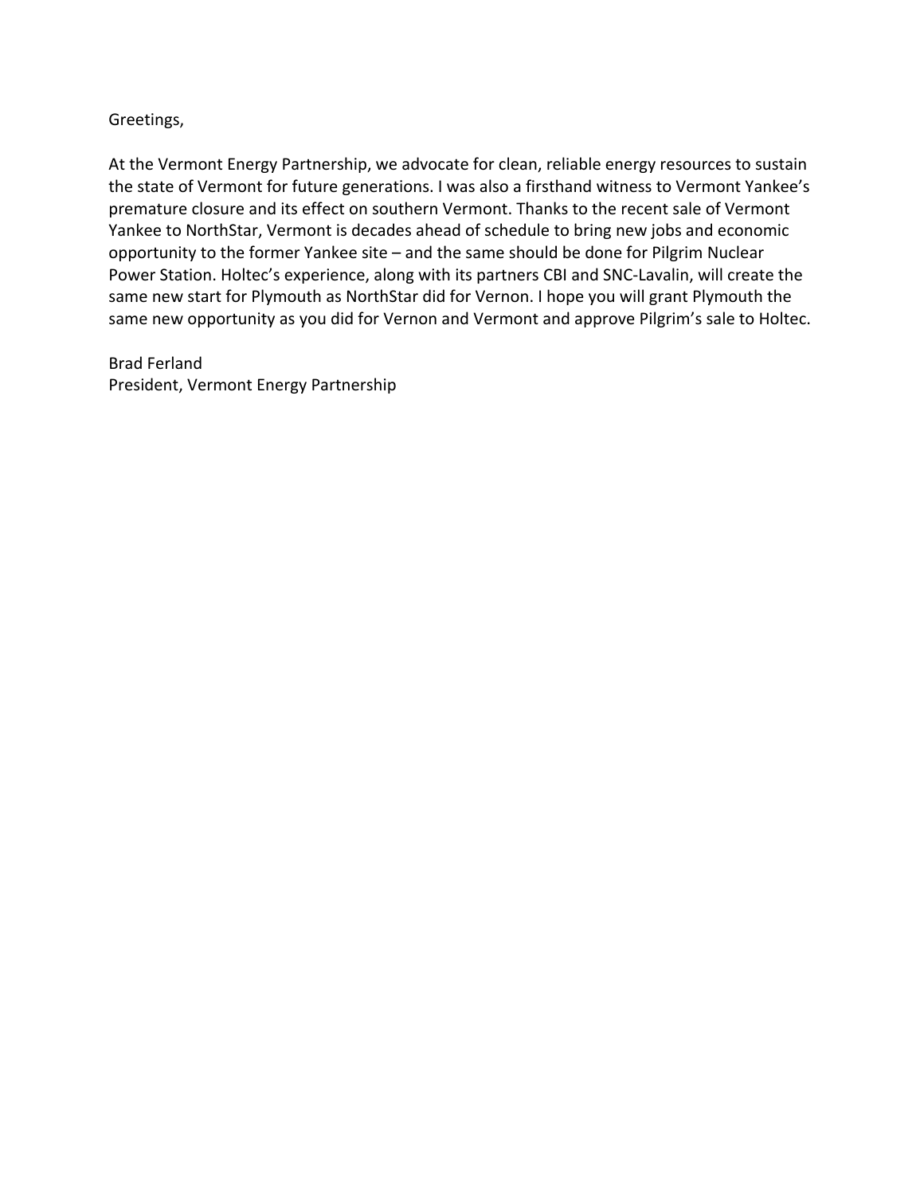Greetings,

At the Vermont Energy Partnership, we advocate for clean, reliable energy resources to sustain the state of Vermont for future generations. I was also a firsthand witness to Vermont Yankee's premature closure and its effect on southern Vermont. Thanks to the recent sale of Vermont Yankee to NorthStar, Vermont is decades ahead of schedule to bring new jobs and economic opportunity to the former Yankee site – and the same should be done for Pilgrim Nuclear Power Station. Holtec's experience, along with its partners CBI and SNC-Lavalin, will create the same new start for Plymouth as NorthStar did for Vernon. I hope you will grant Plymouth the same new opportunity as you did for Vernon and Vermont and approve Pilgrim's sale to Holtec.

Brad Ferland
President, Vermont Energy Partnership